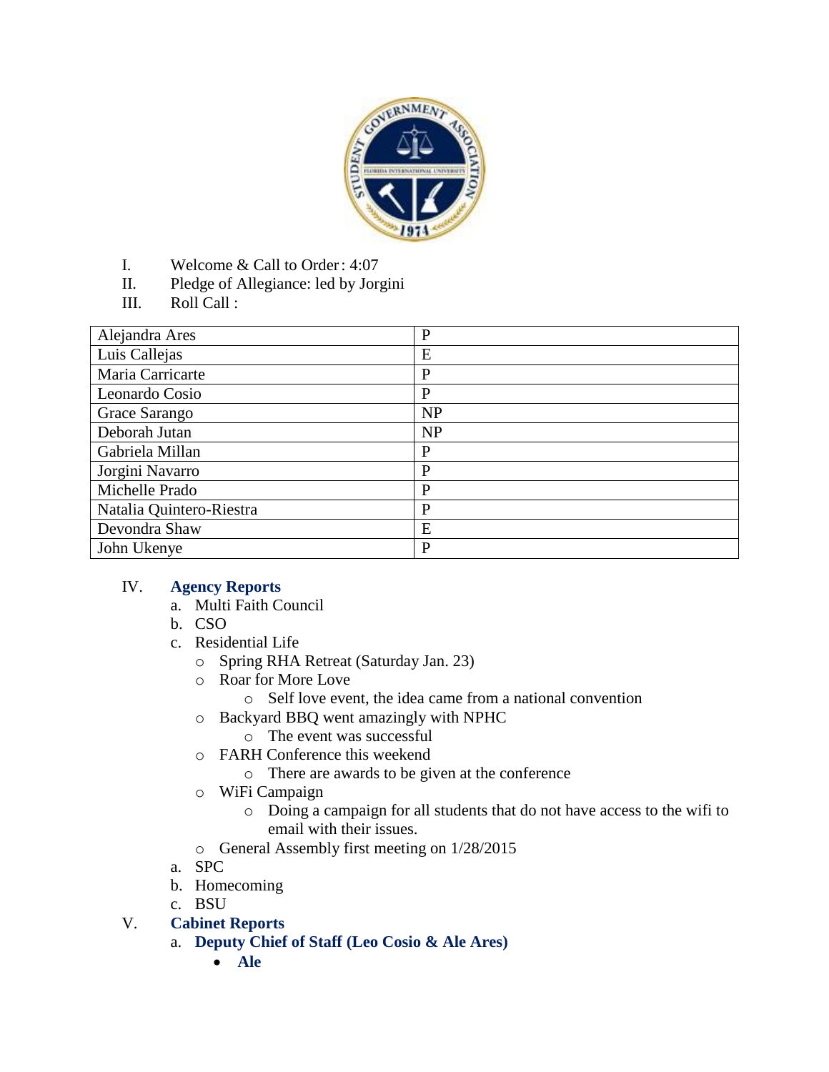I. Welcome & Call to Order: 4:07

II. Pledge of Allegiance: led by Jorgini

III. Roll Call :

| Alejandra Ares | P |
|---|---|
| Luis Callejas | E |
| Maria Carricarte | P |
| Leonardo Cosio | P |
| Grace Sarango | NP |
| Deborah Jutan | NP |
| Gabriela Millan | P |
| Jorgini Navarro | P |
| Michelle Prado | P |
| Natalia Quintero-Riestra | P |
| Devondra Shaw | E |
| John Ukenye | P |

IV. **Agency Reports**

a. Multi Faith Council

b. CSO

c. Residential Life
   - Spring RHA Retreat (Saturday Jan. 23)
   - Roar for More Love
     - Self love event, the idea came from a national convention
   - Backyard BBQ went amazingly with NPHC
     - The event was successful
   - FARH Conference this weekend
     - There are awards to be given at the conference
   - WiFi Campaign
     - Doing a campaign for all students that do not have access to the wifi to email with their issues.
   - General Assembly first meeting on 1/28/2015

a. SPC

b. Homecoming

c. BSU

V. **Cabinet Reports**

a. **Deputy Chief of Staff (Leo Cosio & Ale Ares)**
   - **Ale**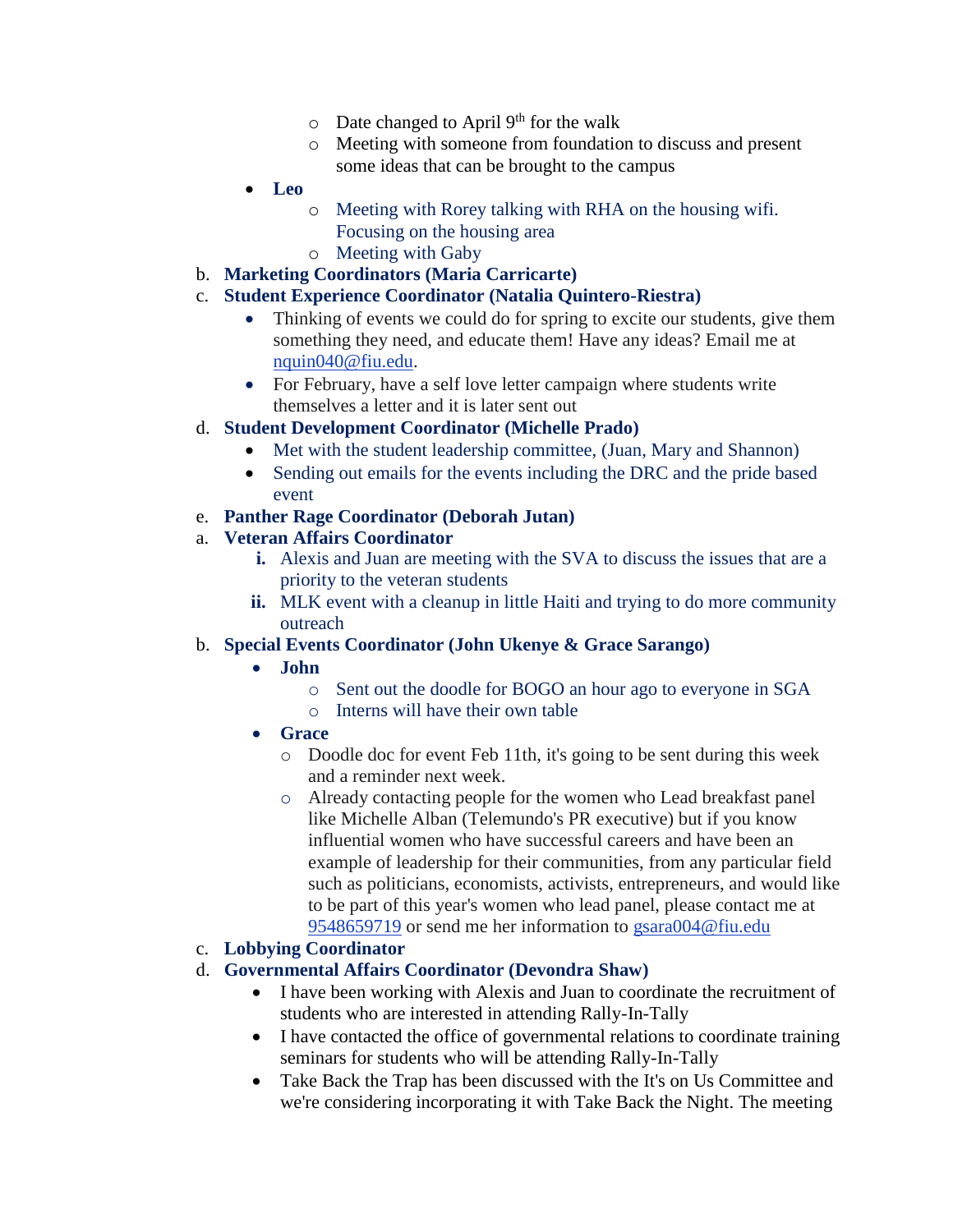- Date changed to April 9th for the walk
  - Meeting with someone from foundation to discuss and present some ideas that can be brought to the campus
- **Leo**
  - Meeting with Rorey talking with RHA on the housing wifi. Focusing on the housing area
  - Meeting with Gaby

b. **Marketing Coordinators (Maria Carricarte)**

c. **Student Experience Coordinator (Natalia Quintero-Riestra)**

- Thinking of events we could do for spring to excite our students, give them something they need, and educate them! Have any ideas? Email me at [nquin040@fiu.edu](mailto:nquin040@fiu.edu).
- For February, have a self love letter campaign where students write themselves a letter and it is later sent out

d. **Student Development Coordinator (Michelle Prado)**

- Met with the student leadership committee, (Juan, Mary and Shannon)
- Sending out emails for the events including the DRC and the pride based event

e. **Panther Rage Coordinator (Deborah Jutan)**

a. **Veteran Affairs Coordinator**

  i. Alexis and Juan are meeting with the SVA to discuss the issues that are a priority to the veteran students

  ii. MLK event with a cleanup in little Haiti and trying to do more community outreach

b. **Special Events Coordinator (John Ukenye & Grace Sarango)**

- **John**
  - Sent out the doodle for BOGO an hour ago to everyone in SGA
  - Interns will have their own table
- **Grace**
  - Doodle doc for event Feb 11th, it's going to be sent during this week and a reminder next week.
  - Already contacting people for the women who Lead breakfast panel like Michelle Alban (Telemundo's PR executive) but if you know influential women who have successful careers and have been an example of leadership for their communities, from any particular field such as politicians, economists, activists, entrepreneurs, and would like to be part of this year's women who lead panel, please contact me at [9548659719](tel:9548659719) or send me her information to [gsara004@fiu.edu](mailto:gsara004@fiu.edu)

c. **Lobbying Coordinator**

d. **Governmental Affairs Coordinator (Devondra Shaw)**

- I have been working with Alexis and Juan to coordinate the recruitment of students who are interested in attending Rally-In-Tally
- I have contacted the office of governmental relations to coordinate training seminars for students who will be attending Rally-In-Tally
- Take Back the Trap has been discussed with the It's on Us Committee and we're considering incorporating it with Take Back the Night. The meeting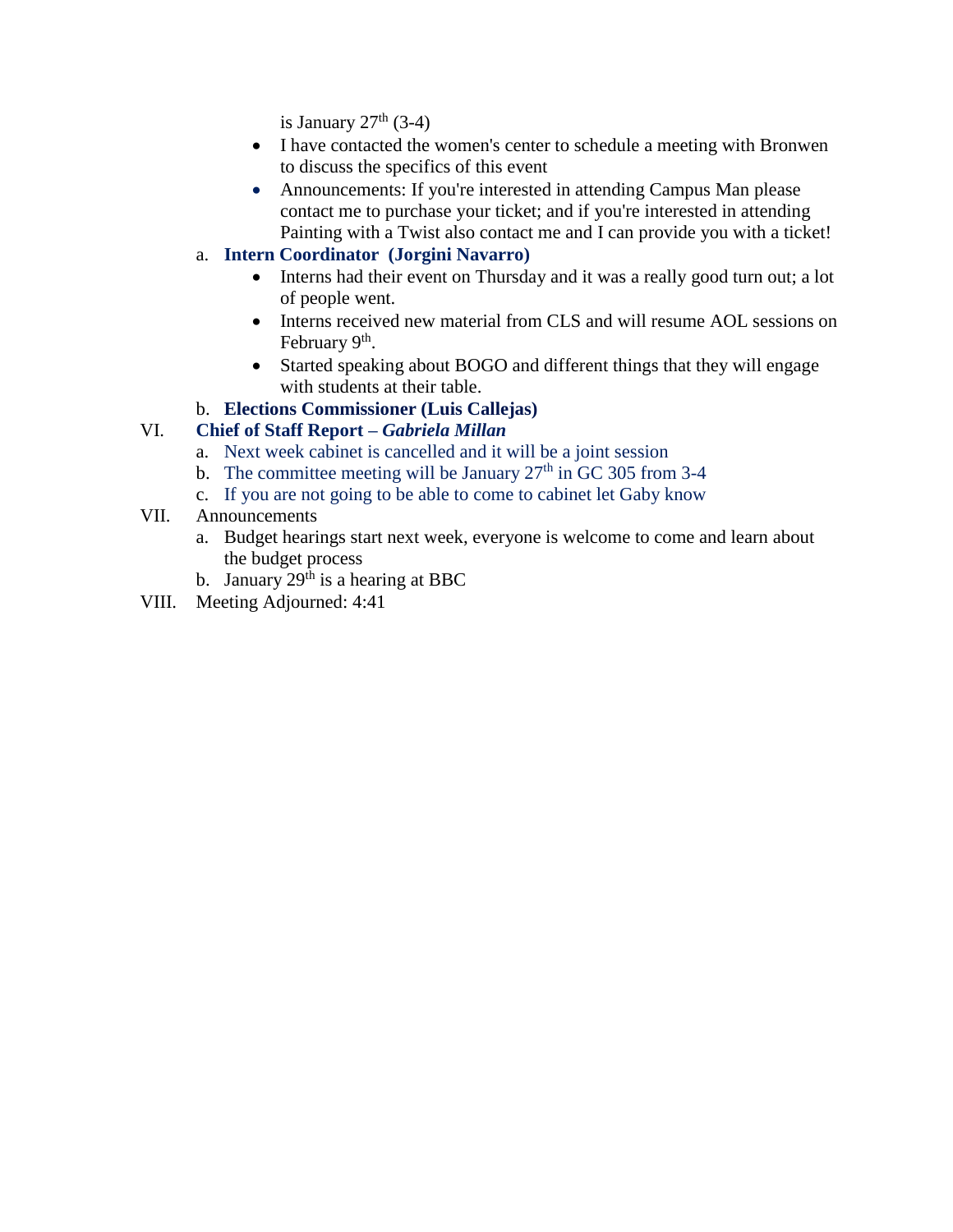is January 27th (3-4)

- I have contacted the women's center to schedule a meeting with Bronwen to discuss the specifics of this event
- Announcements: If you're interested in attending Campus Man please contact me to purchase your ticket; and if you're interested in attending Painting with a Twist also contact me and I can provide you with a ticket!

a. **Intern Coordinator (Jorgini Navarro)**

- Interns had their event on Thursday and it was a really good turn out; a lot of people went.
- Interns received new material from CLS and will resume AOL sessions on February 9th.
- Started speaking about BOGO and different things that they will engage with students at their table.

b. **Elections Commissioner (Luis Callejas)**

VI. **Chief of Staff Report – *Gabriela Millan***

a. Next week cabinet is cancelled and it will be a joint session

b. The committee meeting will be January 27th in GC 305 from 3-4

c. If you are not going to be able to come to cabinet let Gaby know

VII. Announcements

a. Budget hearings start next week, everyone is welcome to come and learn about the budget process

b. January 29th is a hearing at BBC

VIII. Meeting Adjourned: 4:41